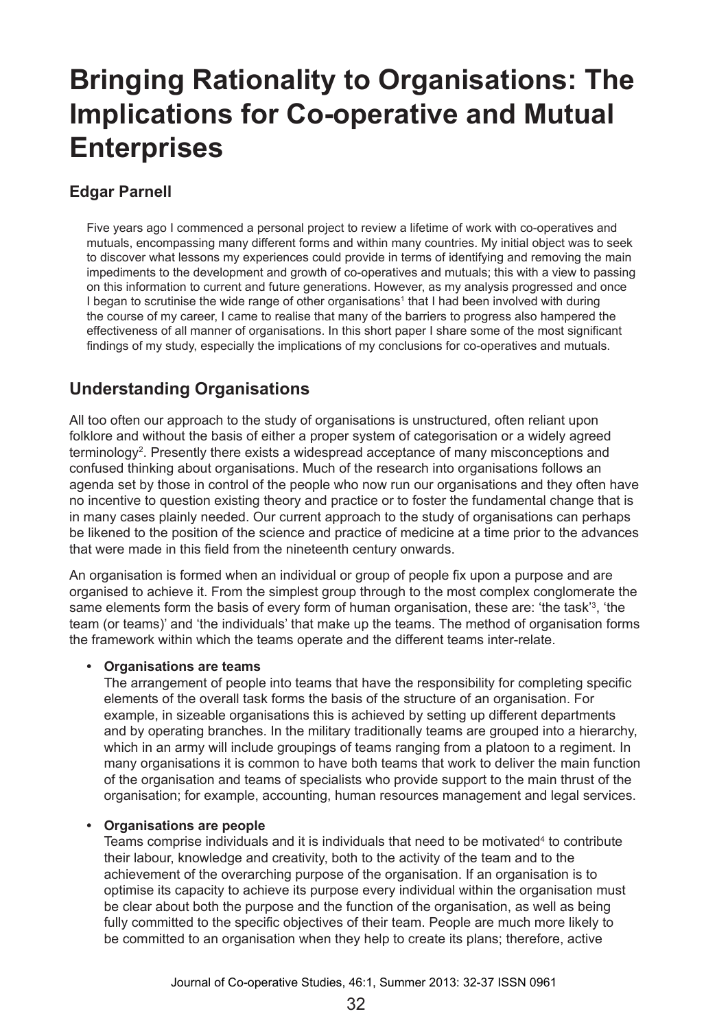# Bringing Rationality to Organisations: The Implications for Co-operative and Mutual Enterprises

**Edgar Parnell**

Five years ago I commenced a personal project to review a lifetime of work with co-operatives and mutuals, encompassing many different forms and within many countries. My initial object was to seek to discover what lessons my experiences could provide in terms of identifying and removing the main impediments to the development and growth of co-operatives and mutuals; this with a view to passing on this information to current and future generations. However, as my analysis progressed and once I began to scrutinise the wide range of other organisations[1] that I had been involved with during the course of my career, I came to realise that many of the barriers to progress also hampered the effectiveness of all manner of organisations. In this short paper I share some of the most significant findings of my study, especially the implications of my conclusions for co-operatives and mutuals.

## Understanding Organisations

All too often our approach to the study of organisations is unstructured, often reliant upon folklore and without the basis of either a proper system of categorisation or a widely agreed terminology[2]. Presently there exists a widespread acceptance of many misconceptions and confused thinking about organisations. Much of the research into organisations follows an agenda set by those in control of the people who now run our organisations and they often have no incentive to question existing theory and practice or to foster the fundamental change that is in many cases plainly needed. Our current approach to the study of organisations can perhaps be likened to the position of the science and practice of medicine at a time prior to the advances that were made in this field from the nineteenth century onwards.

An organisation is formed when an individual or group of people fix upon a purpose and are organised to achieve it. From the simplest group through to the most complex conglomerate the same elements form the basis of every form of human organisation, these are: 'the task'[3], 'the team (or teams)' and 'the individuals' that make up the teams. The method of organisation forms the framework within which the teams operate and the different teams inter-relate.

- **Organisations are teams**
  The arrangement of people into teams that have the responsibility for completing specific elements of the overall task forms the basis of the structure of an organisation. For example, in sizeable organisations this is achieved by setting up different departments and by operating branches. In the military traditionally teams are grouped into a hierarchy, which in an army will include groupings of teams ranging from a platoon to a regiment. In many organisations it is common to have both teams that work to deliver the main function of the organisation and teams of specialists who provide support to the main thrust of the organisation; for example, accounting, human resources management and legal services.

- **Organisations are people**
  Teams comprise individuals and it is individuals that need to be motivated[4] to contribute their labour, knowledge and creativity, both to the activity of the team and to the achievement of the overarching purpose of the organisation. If an organisation is to optimise its capacity to achieve its purpose every individual within the organisation must be clear about both the purpose and the function of the organisation, as well as being fully committed to the specific objectives of their team. People are much more likely to be committed to an organisation when they help to create its plans; therefore, active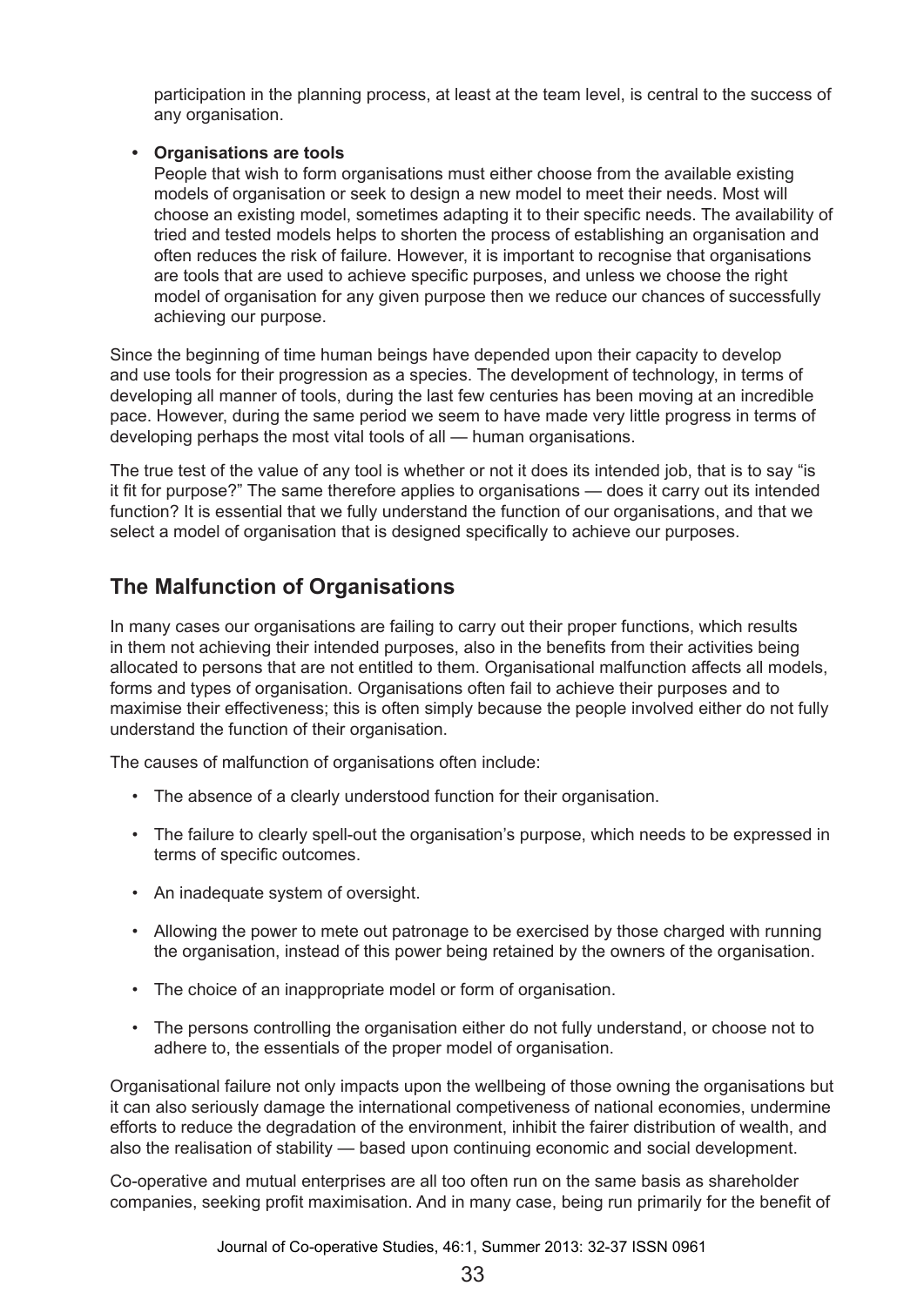participation in the planning process, at least at the team level, is central to the success of any organisation.

- **Organisations are tools**
  People that wish to form organisations must either choose from the available existing models of organisation or seek to design a new model to meet their needs. Most will choose an existing model, sometimes adapting it to their specific needs. The availability of tried and tested models helps to shorten the process of establishing an organisation and often reduces the risk of failure. However, it is important to recognise that organisations are tools that are used to achieve specific purposes, and unless we choose the right model of organisation for any given purpose then we reduce our chances of successfully achieving our purpose.

Since the beginning of time human beings have depended upon their capacity to develop and use tools for their progression as a species. The development of technology, in terms of developing all manner of tools, during the last few centuries has been moving at an incredible pace. However, during the same period we seem to have made very little progress in terms of developing perhaps the most vital tools of all — human organisations.

The true test of the value of any tool is whether or not it does its intended job, that is to say "is it fit for purpose?" The same therefore applies to organisations — does it carry out its intended function? It is essential that we fully understand the function of our organisations, and that we select a model of organisation that is designed specifically to achieve our purposes.

## The Malfunction of Organisations

In many cases our organisations are failing to carry out their proper functions, which results in them not achieving their intended purposes, also in the benefits from their activities being allocated to persons that are not entitled to them. Organisational malfunction affects all models, forms and types of organisation. Organisations often fail to achieve their purposes and to maximise their effectiveness; this is often simply because the people involved either do not fully understand the function of their organisation.

The causes of malfunction of organisations often include:

- The absence of a clearly understood function for their organisation.
- The failure to clearly spell-out the organisation's purpose, which needs to be expressed in terms of specific outcomes.
- An inadequate system of oversight.
- Allowing the power to mete out patronage to be exercised by those charged with running the organisation, instead of this power being retained by the owners of the organisation.
- The choice of an inappropriate model or form of organisation.
- The persons controlling the organisation either do not fully understand, or choose not to adhere to, the essentials of the proper model of organisation.

Organisational failure not only impacts upon the wellbeing of those owning the organisations but it can also seriously damage the international competiveness of national economies, undermine efforts to reduce the degradation of the environment, inhibit the fairer distribution of wealth, and also the realisation of stability — based upon continuing economic and social development.

Co-operative and mutual enterprises are all too often run on the same basis as shareholder companies, seeking profit maximisation. And in many case, being run primarily for the benefit of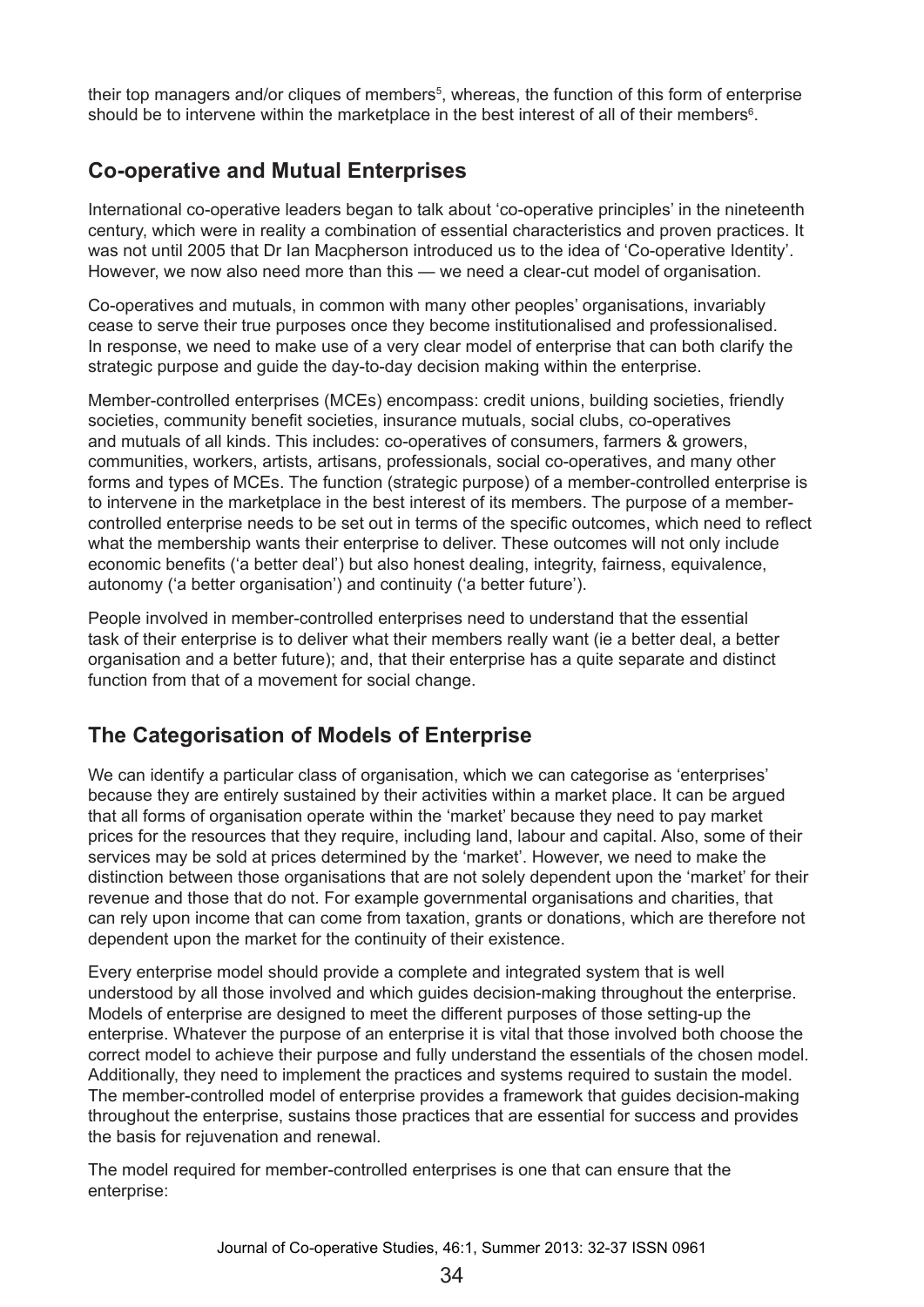their top managers and/or cliques of members[5], whereas, the function of this form of enterprise should be to intervene within the marketplace in the best interest of all of their members[6].

## Co-operative and Mutual Enterprises

International co-operative leaders began to talk about 'co-operative principles' in the nineteenth century, which were in reality a combination of essential characteristics and proven practices. It was not until 2005 that Dr Ian Macpherson introduced us to the idea of 'Co-operative Identity'. However, we now also need more than this — we need a clear-cut model of organisation.

Co-operatives and mutuals, in common with many other peoples' organisations, invariably cease to serve their true purposes once they become institutionalised and professionalised. In response, we need to make use of a very clear model of enterprise that can both clarify the strategic purpose and guide the day-to-day decision making within the enterprise.

Member-controlled enterprises (MCEs) encompass: credit unions, building societies, friendly societies, community benefit societies, insurance mutuals, social clubs, co-operatives and mutuals of all kinds. This includes: co-operatives of consumers, farmers & growers, communities, workers, artists, artisans, professionals, social co-operatives, and many other forms and types of MCEs. The function (strategic purpose) of a member-controlled enterprise is to intervene in the marketplace in the best interest of its members. The purpose of a member-controlled enterprise needs to be set out in terms of the specific outcomes, which need to reflect what the membership wants their enterprise to deliver. These outcomes will not only include economic benefits ('a better deal') but also honest dealing, integrity, fairness, equivalence, autonomy ('a better organisation') and continuity ('a better future').

People involved in member-controlled enterprises need to understand that the essential task of their enterprise is to deliver what their members really want (ie a better deal, a better organisation and a better future); and, that their enterprise has a quite separate and distinct function from that of a movement for social change.

## The Categorisation of Models of Enterprise

We can identify a particular class of organisation, which we can categorise as 'enterprises' because they are entirely sustained by their activities within a market place. It can be argued that all forms of organisation operate within the 'market' because they need to pay market prices for the resources that they require, including land, labour and capital. Also, some of their services may be sold at prices determined by the 'market'. However, we need to make the distinction between those organisations that are not solely dependent upon the 'market' for their revenue and those that do not. For example governmental organisations and charities, that can rely upon income that can come from taxation, grants or donations, which are therefore not dependent upon the market for the continuity of their existence.

Every enterprise model should provide a complete and integrated system that is well understood by all those involved and which guides decision-making throughout the enterprise. Models of enterprise are designed to meet the different purposes of those setting-up the enterprise. Whatever the purpose of an enterprise it is vital that those involved both choose the correct model to achieve their purpose and fully understand the essentials of the chosen model. Additionally, they need to implement the practices and systems required to sustain the model. The member-controlled model of enterprise provides a framework that guides decision-making throughout the enterprise, sustains those practices that are essential for success and provides the basis for rejuvenation and renewal.

The model required for member-controlled enterprises is one that can ensure that the enterprise: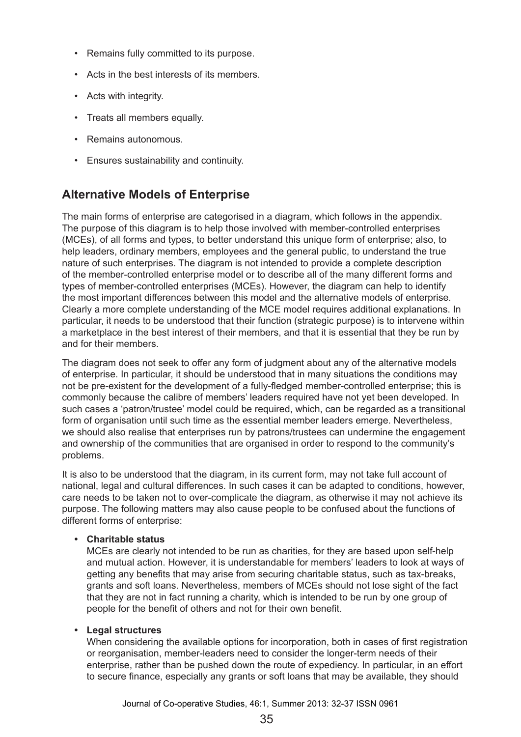- Remains fully committed to its purpose.
- Acts in the best interests of its members.
- Acts with integrity.
- Treats all members equally.
- Remains autonomous.
- Ensures sustainability and continuity.

## Alternative Models of Enterprise

The main forms of enterprise are categorised in a diagram, which follows in the appendix. The purpose of this diagram is to help those involved with member-controlled enterprises (MCEs), of all forms and types, to better understand this unique form of enterprise; also, to help leaders, ordinary members, employees and the general public, to understand the true nature of such enterprises. The diagram is not intended to provide a complete description of the member-controlled enterprise model or to describe all of the many different forms and types of member-controlled enterprises (MCEs). However, the diagram can help to identify the most important differences between this model and the alternative models of enterprise. Clearly a more complete understanding of the MCE model requires additional explanations. In particular, it needs to be understood that their function (strategic purpose) is to intervene within a marketplace in the best interest of their members, and that it is essential that they be run by and for their members.

The diagram does not seek to offer any form of judgment about any of the alternative models of enterprise. In particular, it should be understood that in many situations the conditions may not be pre-existent for the development of a fully-fledged member-controlled enterprise; this is commonly because the calibre of members' leaders required have not yet been developed. In such cases a 'patron/trustee' model could be required, which, can be regarded as a transitional form of organisation until such time as the essential member leaders emerge. Nevertheless, we should also realise that enterprises run by patrons/trustees can undermine the engagement and ownership of the communities that are organised in order to respond to the community's problems.

It is also to be understood that the diagram, in its current form, may not take full account of national, legal and cultural differences. In such cases it can be adapted to conditions, however, care needs to be taken not to over-complicate the diagram, as otherwise it may not achieve its purpose. The following matters may also cause people to be confused about the functions of different forms of enterprise:

- **Charitable status**
  MCEs are clearly not intended to be run as charities, for they are based upon self-help and mutual action. However, it is understandable for members' leaders to look at ways of getting any benefits that may arise from securing charitable status, such as tax-breaks, grants and soft loans. Nevertheless, members of MCEs should not lose sight of the fact that they are not in fact running a charity, which is intended to be run by one group of people for the benefit of others and not for their own benefit.

- **Legal structures**
  When considering the available options for incorporation, both in cases of first registration or reorganisation, member-leaders need to consider the longer-term needs of their enterprise, rather than be pushed down the route of expediency. In particular, in an effort to secure finance, especially any grants or soft loans that may be available, they should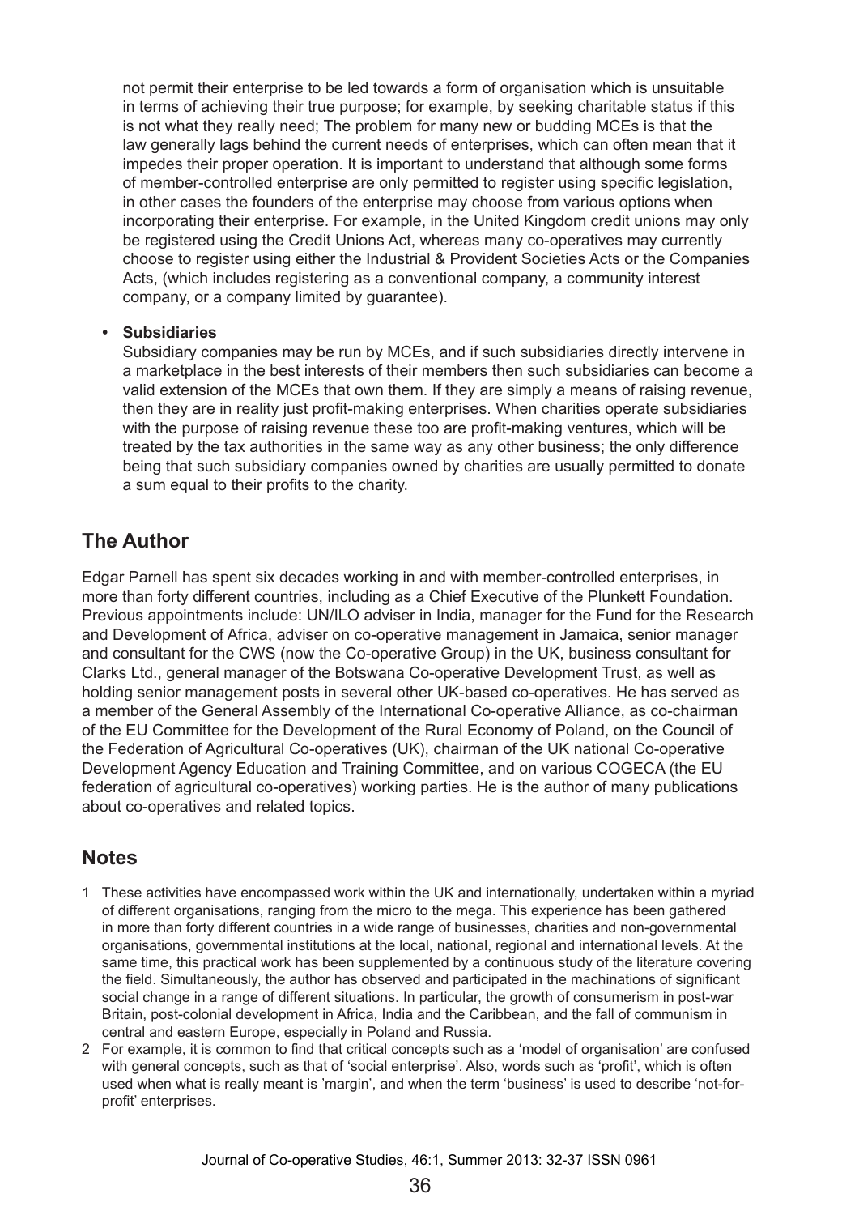not permit their enterprise to be led towards a form of organisation which is unsuitable in terms of achieving their true purpose; for example, by seeking charitable status if this is not what they really need; The problem for many new or budding MCEs is that the law generally lags behind the current needs of enterprises, which can often mean that it impedes their proper operation. It is important to understand that although some forms of member-controlled enterprise are only permitted to register using specific legislation, in other cases the founders of the enterprise may choose from various options when incorporating their enterprise. For example, in the United Kingdom credit unions may only be registered using the Credit Unions Act, whereas many co-operatives may currently choose to register using either the Industrial & Provident Societies Acts or the Companies Acts, (which includes registering as a conventional company, a community interest company, or a company limited by guarantee).

- **Subsidiaries**
  Subsidiary companies may be run by MCEs, and if such subsidiaries directly intervene in a marketplace in the best interests of their members then such subsidiaries can become a valid extension of the MCEs that own them. If they are simply a means of raising revenue, then they are in reality just profit-making enterprises. When charities operate subsidiaries with the purpose of raising revenue these too are profit-making ventures, which will be treated by the tax authorities in the same way as any other business; the only difference being that such subsidiary companies owned by charities are usually permitted to donate a sum equal to their profits to the charity.

## The Author

Edgar Parnell has spent six decades working in and with member-controlled enterprises, in more than forty different countries, including as a Chief Executive of the Plunkett Foundation. Previous appointments include: UN/ILO adviser in India, manager for the Fund for the Research and Development of Africa, adviser on co-operative management in Jamaica, senior manager and consultant for the CWS (now the Co-operative Group) in the UK, business consultant for Clarks Ltd., general manager of the Botswana Co-operative Development Trust, as well as holding senior management posts in several other UK-based co-operatives. He has served as a member of the General Assembly of the International Co-operative Alliance, as co-chairman of the EU Committee for the Development of the Rural Economy of Poland, on the Council of the Federation of Agricultural Co-operatives (UK), chairman of the UK national Co-operative Development Agency Education and Training Committee, and on various COGECA (the EU federation of agricultural co-operatives) working parties. He is the author of many publications about co-operatives and related topics.

## Notes

1. These activities have encompassed work within the UK and internationally, undertaken within a myriad of different organisations, ranging from the micro to the mega. This experience has been gathered in more than forty different countries in a wide range of businesses, charities and non-governmental organisations, governmental institutions at the local, national, regional and international levels. At the same time, this practical work has been supplemented by a continuous study of the literature covering the field. Simultaneously, the author has observed and participated in the machinations of significant social change in a range of different situations. In particular, the growth of consumerism in post-war Britain, post-colonial development in Africa, India and the Caribbean, and the fall of communism in central and eastern Europe, especially in Poland and Russia.
2. For example, it is common to find that critical concepts such as a 'model of organisation' are confused with general concepts, such as that of 'social enterprise'. Also, words such as 'profit', which is often used when what is really meant is 'margin', and when the term 'business' is used to describe 'not-for-profit' enterprises.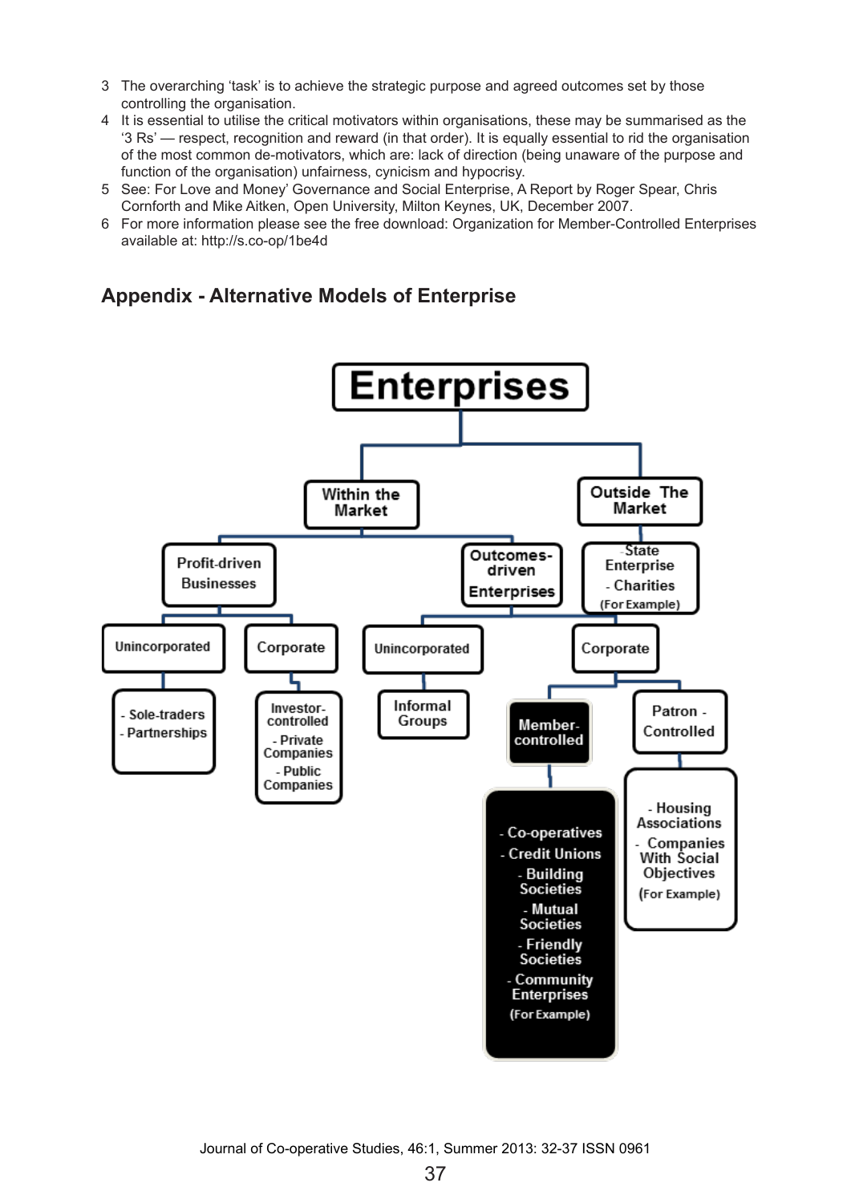3 The overarching 'task' is to achieve the strategic purpose and agreed outcomes set by those controlling the organisation.
4 It is essential to utilise the critical motivators within organisations, these may be summarised as the '3 Rs' — respect, recognition and reward (in that order). It is equally essential to rid the organisation of the most common de-motivators, which are: lack of direction (being unaware of the purpose and function of the organisation) unfairness, cynicism and hypocrisy.
5 See: For Love and Money' Governance and Social Enterprise, A Report by Roger Spear, Chris Cornforth and Mike Aitken, Open University, Milton Keynes, UK, December 2007.
6 For more information please see the free download: Organization for Member-Controlled Enterprises available at: http://s.co-op/1be4d

## Appendix - Alternative Models of Enterprise

Enterprises

Within the Market

Outside The Market

Profit-driven Businesses

Outcomes-driven Enterprises

- State Enterprise
- Charities
(For Example)

Unincorporated

Corporate

Unincorporated

Corporate

- Sole-traders
- Partnerships

Investor-controlled
- Private Companies
- Public Companies

Informal Groups

Member-controlled

Patron - Controlled

- Co-operatives
- Credit Unions
- Building Societies
- Mutual Societies
- Friendly Societies
- Community Enterprises
(For Example)

- Housing Associations
- Companies With Social Objectives
(For Example)